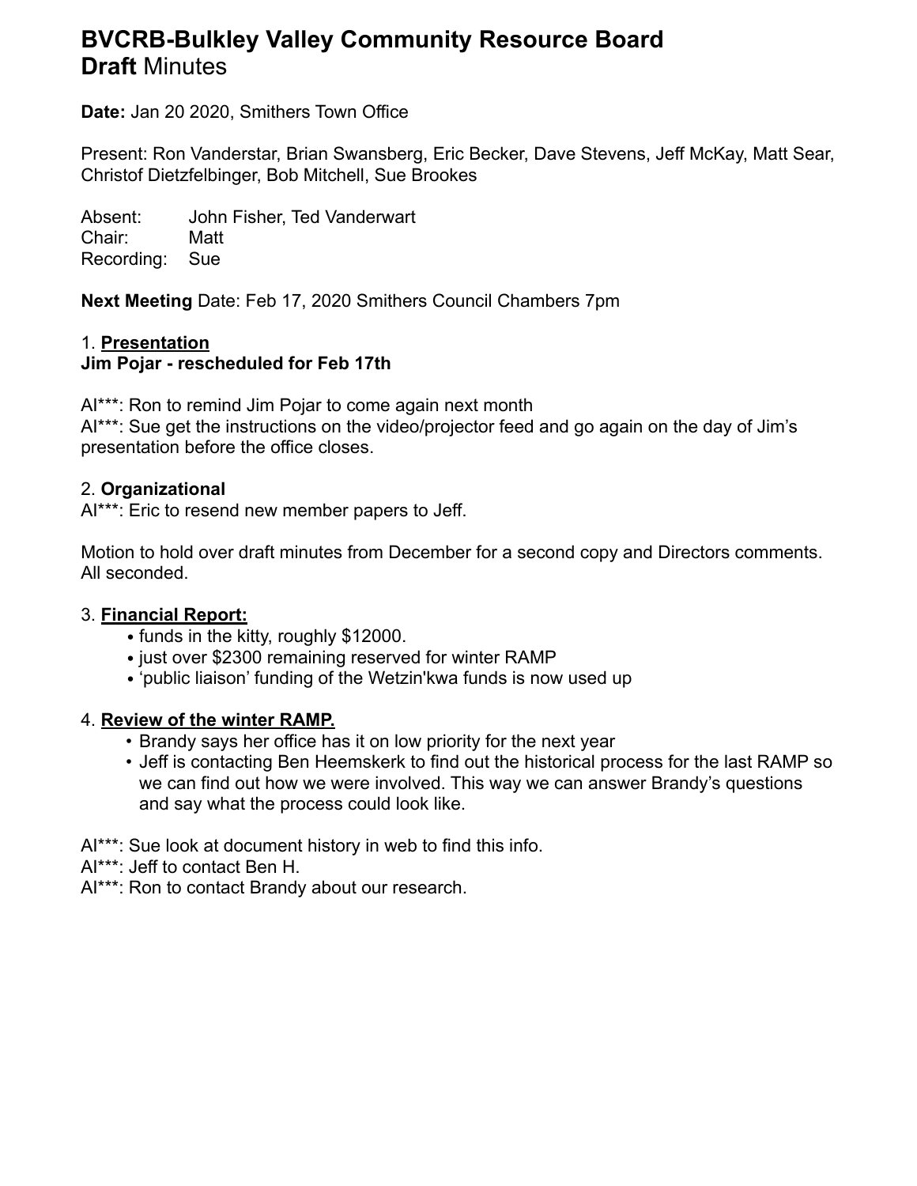# BVCRB-Bulkley Valley Community Resource Board
**Draft** Minutes

**Date:** Jan 20 2020, Smithers Town Office

Present: Ron Vanderstar, Brian Swansberg, Eric Becker, Dave Stevens, Jeff McKay, Matt Sear, Christof Dietzfelbinger, Bob Mitchell, Sue Brookes

Absent: John Fisher, Ted Vanderwart
Chair: Matt
Recording: Sue

**Next Meeting** Date: Feb 17, 2020 Smithers Council Chambers 7pm

## 1. Presentation
**Jim Pojar - rescheduled for Feb 17th**

AI***: Ron to remind Jim Pojar to come again next month
AI***: Sue get the instructions on the video/projector feed and go again on the day of Jim's presentation before the office closes.

## 2. Organizational
AI***: Eric to resend new member papers to Jeff.

Motion to hold over draft minutes from December for a second copy and Directors comments. All seconded.

## 3. Financial Report:
- funds in the kitty, roughly $12000.
- just over $2300 remaining reserved for winter RAMP
- 'public liaison' funding of the Wetzin'kwa funds is now used up

## 4. Review of the winter RAMP.
- Brandy says her office has it on low priority for the next year
- Jeff is contacting Ben Heemskerk to find out the historical process for the last RAMP so we can find out how we were involved. This way we can answer Brandy's questions and say what the process could look like.

AI***: Sue look at document history in web to find this info.
AI***: Jeff to contact Ben H.
AI***: Ron to contact Brandy about our research.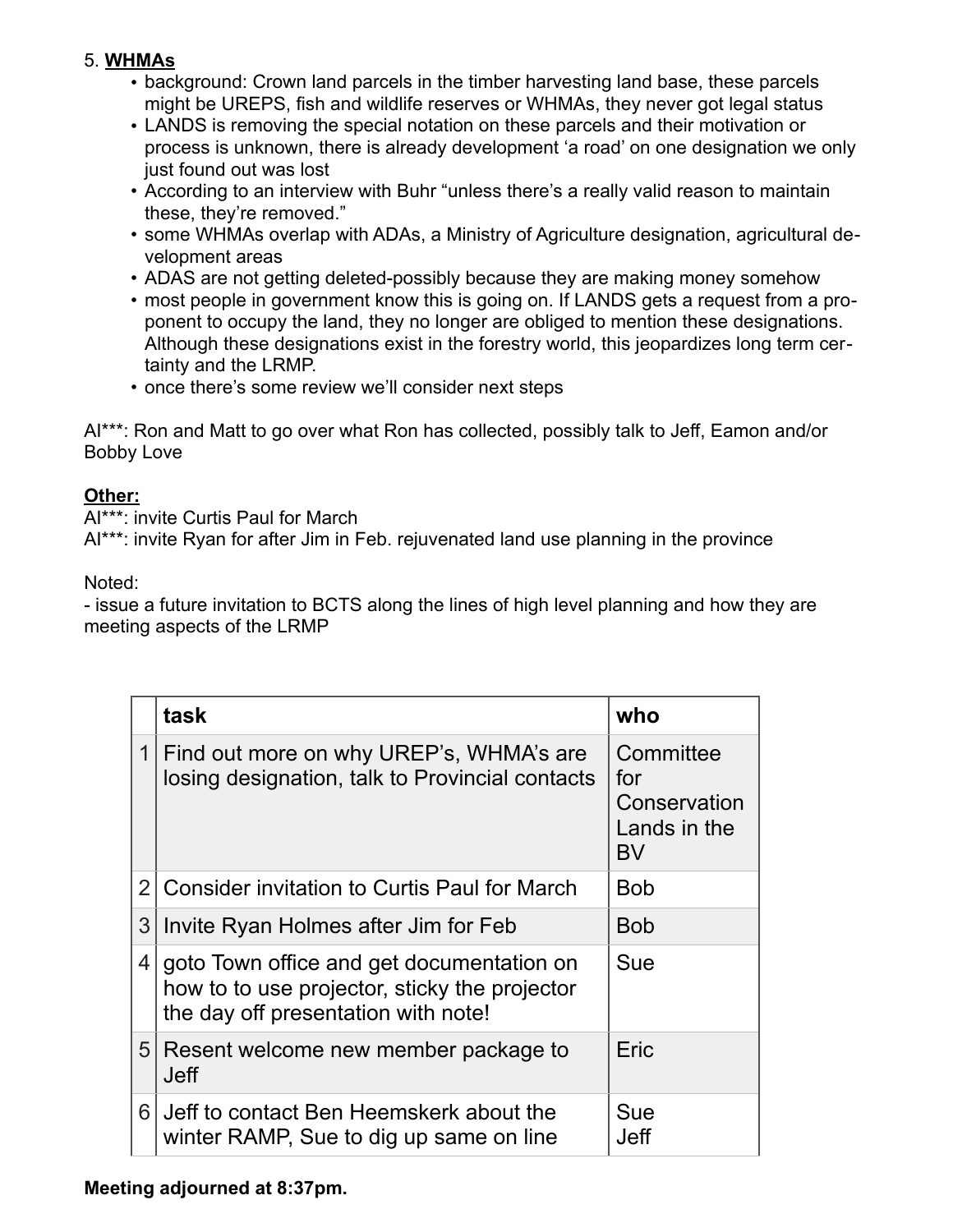5. **WHMAs**
   - background: Crown land parcels in the timber harvesting land base, these parcels might be UREPS, fish and wildlife reserves or WHMAs, they never got legal status
   - LANDS is removing the special notation on these parcels and their motivation or process is unknown, there is already development 'a road' on one designation we only just found out was lost
   - According to an interview with Buhr "unless there's a really valid reason to maintain these, they're removed."
   - some WHMAs overlap with ADAs, a Ministry of Agriculture designation, agricultural development areas
   - ADAS are not getting deleted-possibly because they are making money somehow
   - most people in government know this is going on. If LANDS gets a request from a proponent to occupy the land, they no longer are obliged to mention these designations. Although these designations exist in the forestry world, this jeopardizes long term certainty and the LRMP.
   - once there's some review we'll consider next steps

AI***: Ron and Matt to go over what Ron has collected, possibly talk to Jeff, Eamon and/or Bobby Love

**Other:**

AI***: invite Curtis Paul for March

AI***: invite Ryan for after Jim in Feb. rejuvenated land use planning in the province

Noted:

- issue a future invitation to BCTS along the lines of high level planning and how they are meeting aspects of the LRMP

| | task | who |
|---|---|---|
| 1 | Find out more on why UREP's, WHMA's are losing designation, talk to Provincial contacts | Committee for Conservation Lands in the BV |
| 2 | Consider invitation to Curtis Paul for March | Bob |
| 3 | Invite Ryan Holmes after Jim for Feb | Bob |
| 4 | goto Town office and get documentation on how to to use projector, sticky the projector the day off presentation with note! | Sue |
| 5 | Resent welcome new member package to Jeff | Eric |
| 6 | Jeff to contact Ben Heemskerk about the winter RAMP, Sue to dig up same on line | Sue<br>Jeff |

**Meeting adjourned at 8:37pm.**